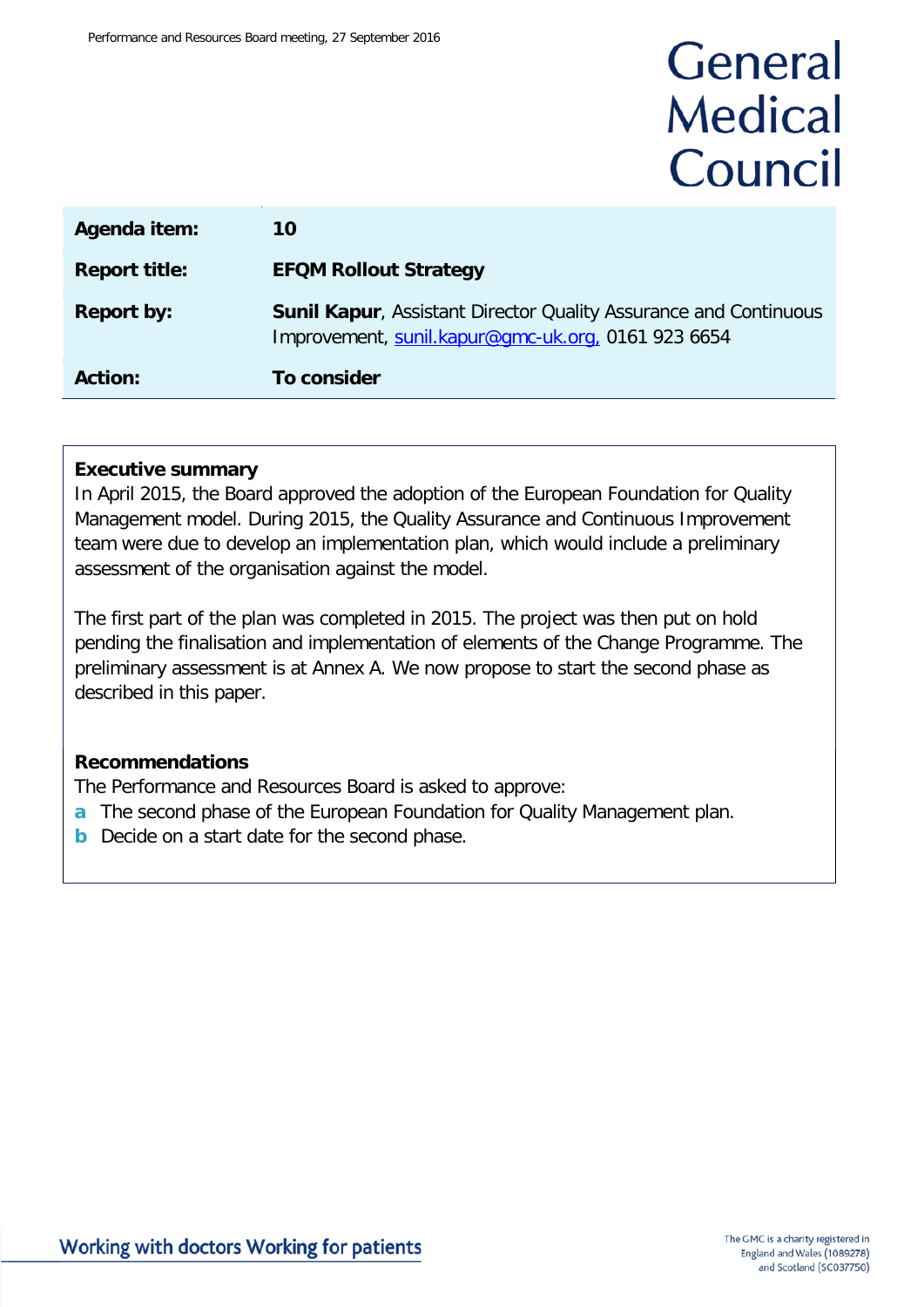General Medical Council

| Agenda item: | 10 |
| --- | --- |
| Report title: | EFQM Rollout Strategy |
| Report by: | **Sunil Kapur**, Assistant Director Quality Assurance and Continuous Improvement, sunil.kapur@gmc-uk.org, 0161 923 6654 |
| Action: | To consider |

## Executive summary

In April 2015, the Board approved the adoption of the European Foundation for Quality Management model. During 2015, the Quality Assurance and Continuous Improvement team were due to develop an implementation plan, which would include a preliminary assessment of the organisation against the model.

The first part of the plan was completed in 2015. The project was then put on hold pending the finalisation and implementation of elements of the Change Programme. The preliminary assessment is at Annex A. We now propose to start the second phase as described in this paper.

## Recommendations

The Performance and Resources Board is asked to approve:

- **a** The second phase of the European Foundation for Quality Management plan.
- **b** Decide on a start date for the second phase.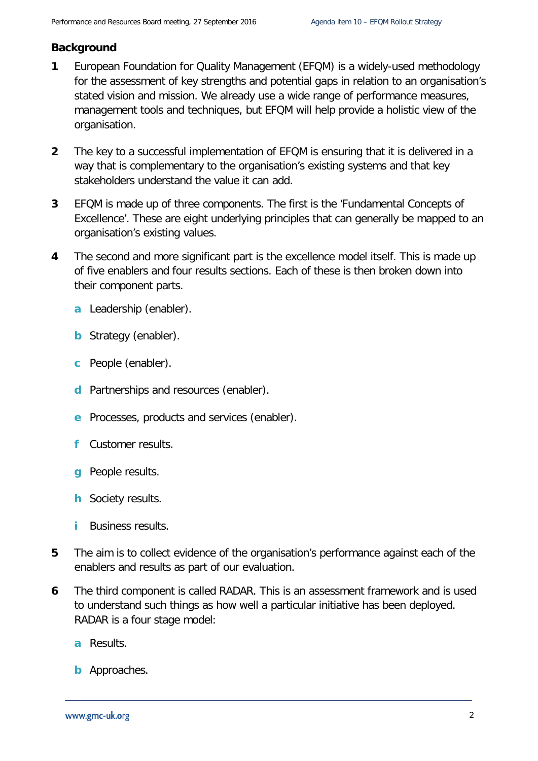**Background**

1. European Foundation for Quality Management (EFQM) is a widely-used methodology for the assessment of key strengths and potential gaps in relation to an organisation's stated vision and mission. We already use a wide range of performance measures, management tools and techniques, but EFQM will help provide a holistic view of the organisation.

2. The key to a successful implementation of EFQM is ensuring that it is delivered in a way that is complementary to the organisation's existing systems and that key stakeholders understand the value it can add.

3. EFQM is made up of three components. The first is the 'Fundamental Concepts of Excellence'. These are eight underlying principles that can generally be mapped to an organisation's existing values.

4. The second and more significant part is the excellence model itself. This is made up of five enablers and four results sections. Each of these is then broken down into their component parts.

   a. Leadership (enabler).

   b. Strategy (enabler).

   c. People (enabler).

   d. Partnerships and resources (enabler).

   e. Processes, products and services (enabler).

   f. Customer results.

   g. People results.

   h. Society results.

   i. Business results.

5. The aim is to collect evidence of the organisation's performance against each of the enablers and results as part of our evaluation.

6. The third component is called RADAR. This is an assessment framework and is used to understand such things as how well a particular initiative has been deployed. RADAR is a four stage model:

   a. Results.

   b. Approaches.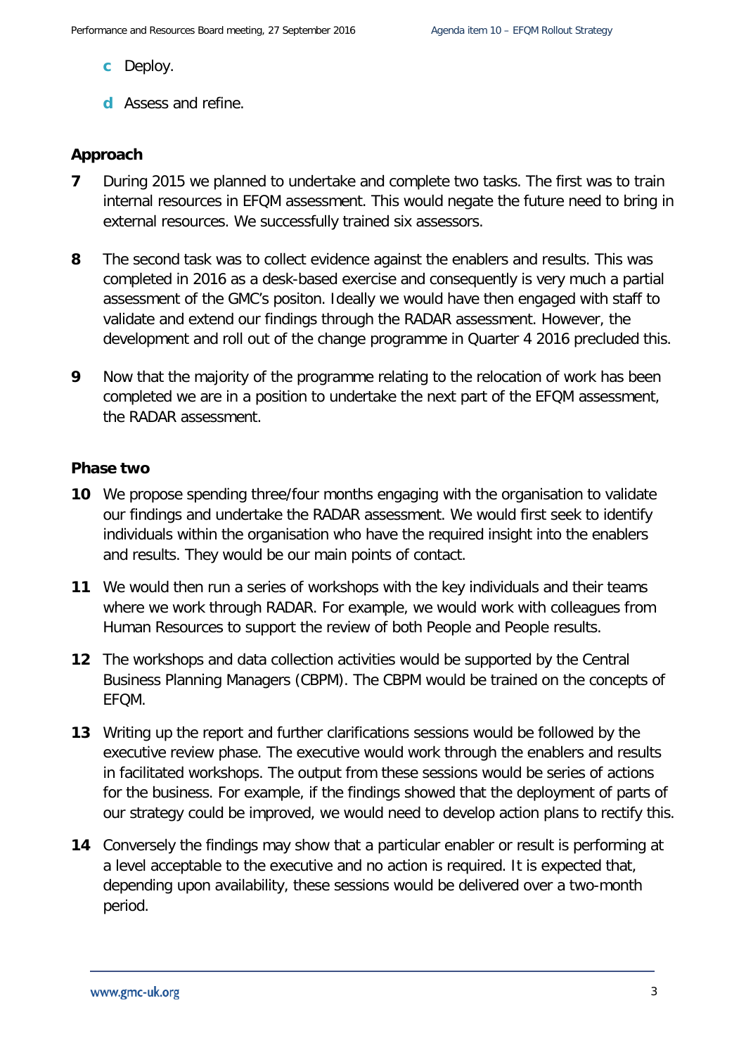c Deploy.

d Assess and refine.

## Approach

7 During 2015 we planned to undertake and complete two tasks. The first was to train internal resources in EFQM assessment. This would negate the future need to bring in external resources. We successfully trained six assessors.

8 The second task was to collect evidence against the enablers and results. This was completed in 2016 as a desk-based exercise and consequently is very much a partial assessment of the GMC's positon. Ideally we would have then engaged with staff to validate and extend our findings through the RADAR assessment. However, the development and roll out of the change programme in Quarter 4 2016 precluded this.

9 Now that the majority of the programme relating to the relocation of work has been completed we are in a position to undertake the next part of the EFQM assessment, the RADAR assessment.

## Phase two

10 We propose spending three/four months engaging with the organisation to validate our findings and undertake the RADAR assessment. We would first seek to identify individuals within the organisation who have the required insight into the enablers and results. They would be our main points of contact.

11 We would then run a series of workshops with the key individuals and their teams where we work through RADAR. For example, we would work with colleagues from Human Resources to support the review of both People and People results.

12 The workshops and data collection activities would be supported by the Central Business Planning Managers (CBPM). The CBPM would be trained on the concepts of EFQM.

13 Writing up the report and further clarifications sessions would be followed by the executive review phase. The executive would work through the enablers and results in facilitated workshops. The output from these sessions would be series of actions for the business. For example, if the findings showed that the deployment of parts of our strategy could be improved, we would need to develop action plans to rectify this.

14 Conversely the findings may show that a particular enabler or result is performing at a level acceptable to the executive and no action is required. It is expected that, depending upon availability, these sessions would be delivered over a two-month period.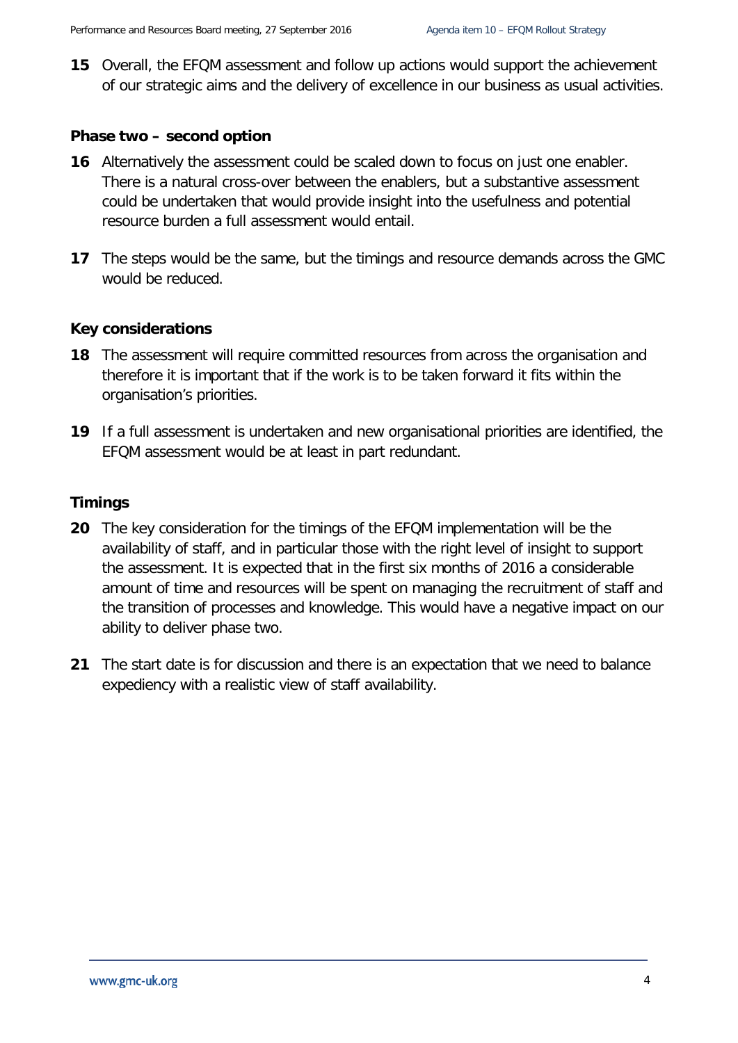15 Overall, the EFQM assessment and follow up actions would support the achievement of our strategic aims and the delivery of excellence in our business as usual activities.

### Phase two – second option

16 Alternatively the assessment could be scaled down to focus on just one enabler. There is a natural cross-over between the enablers, but a substantive assessment could be undertaken that would provide insight into the usefulness and potential resource burden a full assessment would entail.

17 The steps would be the same, but the timings and resource demands across the GMC would be reduced.

### Key considerations

18 The assessment will require committed resources from across the organisation and therefore it is important that if the work is to be taken forward it fits within the organisation's priorities.

19 If a full assessment is undertaken and new organisational priorities are identified, the EFQM assessment would be at least in part redundant.

### Timings

20 The key consideration for the timings of the EFQM implementation will be the availability of staff, and in particular those with the right level of insight to support the assessment. It is expected that in the first six months of 2016 a considerable amount of time and resources will be spent on managing the recruitment of staff and the transition of processes and knowledge. This would have a negative impact on our ability to deliver phase two.

21 The start date is for discussion and there is an expectation that we need to balance expediency with a realistic view of staff availability.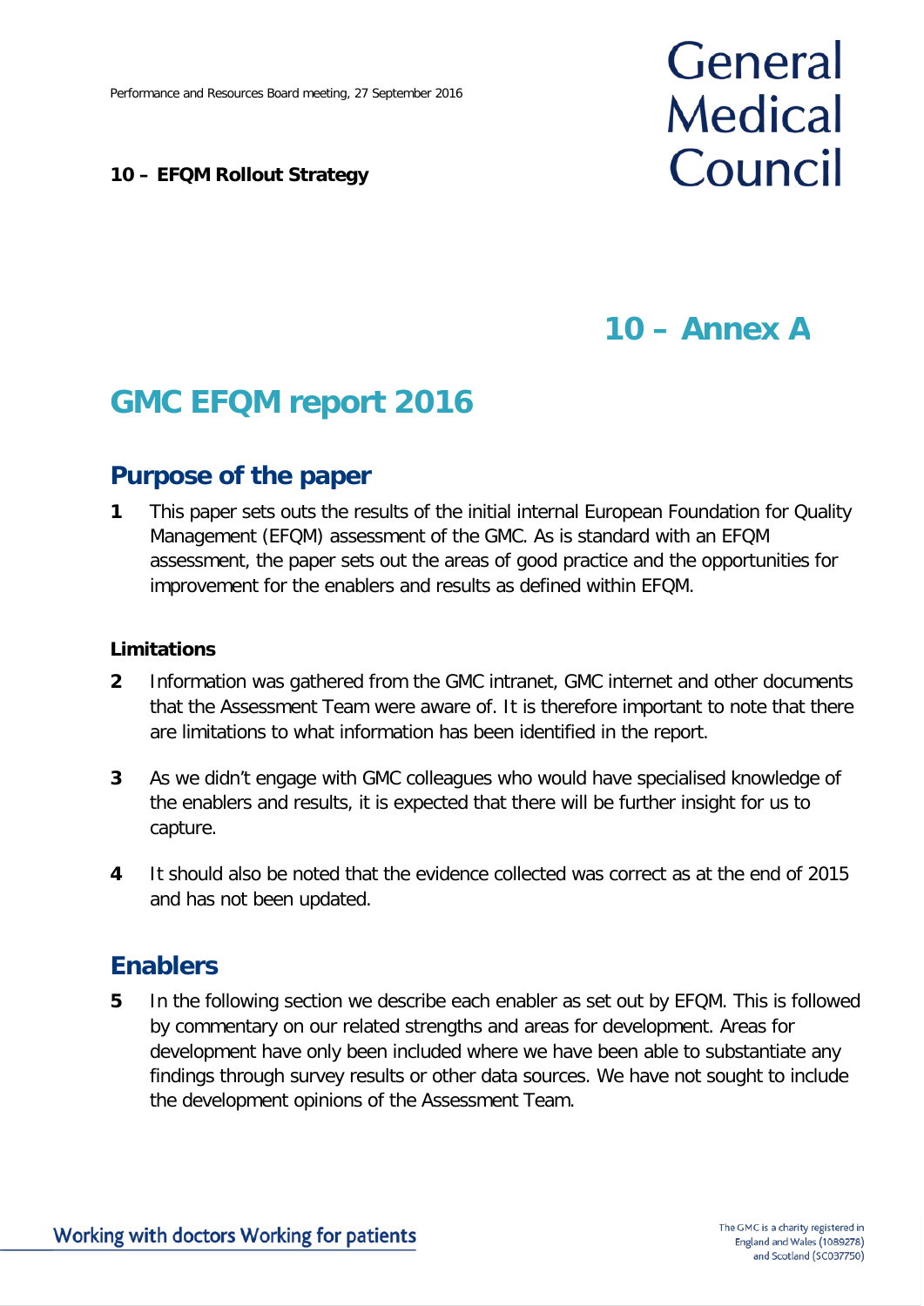Performance and Resources Board meeting, 27 September 2016

**10 – EFQM Rollout Strategy**

# 10 – Annex A

# GMC EFQM report 2016

## Purpose of the paper

**1** This paper sets outs the results of the initial internal European Foundation for Quality Management (EFQM) assessment of the GMC. As is standard with an EFQM assessment, the paper sets out the areas of good practice and the opportunities for improvement for the enablers and results as defined within EFQM.

### Limitations

**2** Information was gathered from the GMC intranet, GMC internet and other documents that the Assessment Team were aware of. It is therefore important to note that there are limitations to what information has been identified in the report.

**3** As we didn't engage with GMC colleagues who would have specialised knowledge of the enablers and results, it is expected that there will be further insight for us to capture.

**4** It should also be noted that the evidence collected was correct as at the end of 2015 and has not been updated.

## Enablers

**5** In the following section we describe each enabler as set out by EFQM. This is followed by commentary on our related strengths and areas for development. Areas for development have only been included where we have been able to substantiate any findings through survey results or other data sources. We have not sought to include the development opinions of the Assessment Team.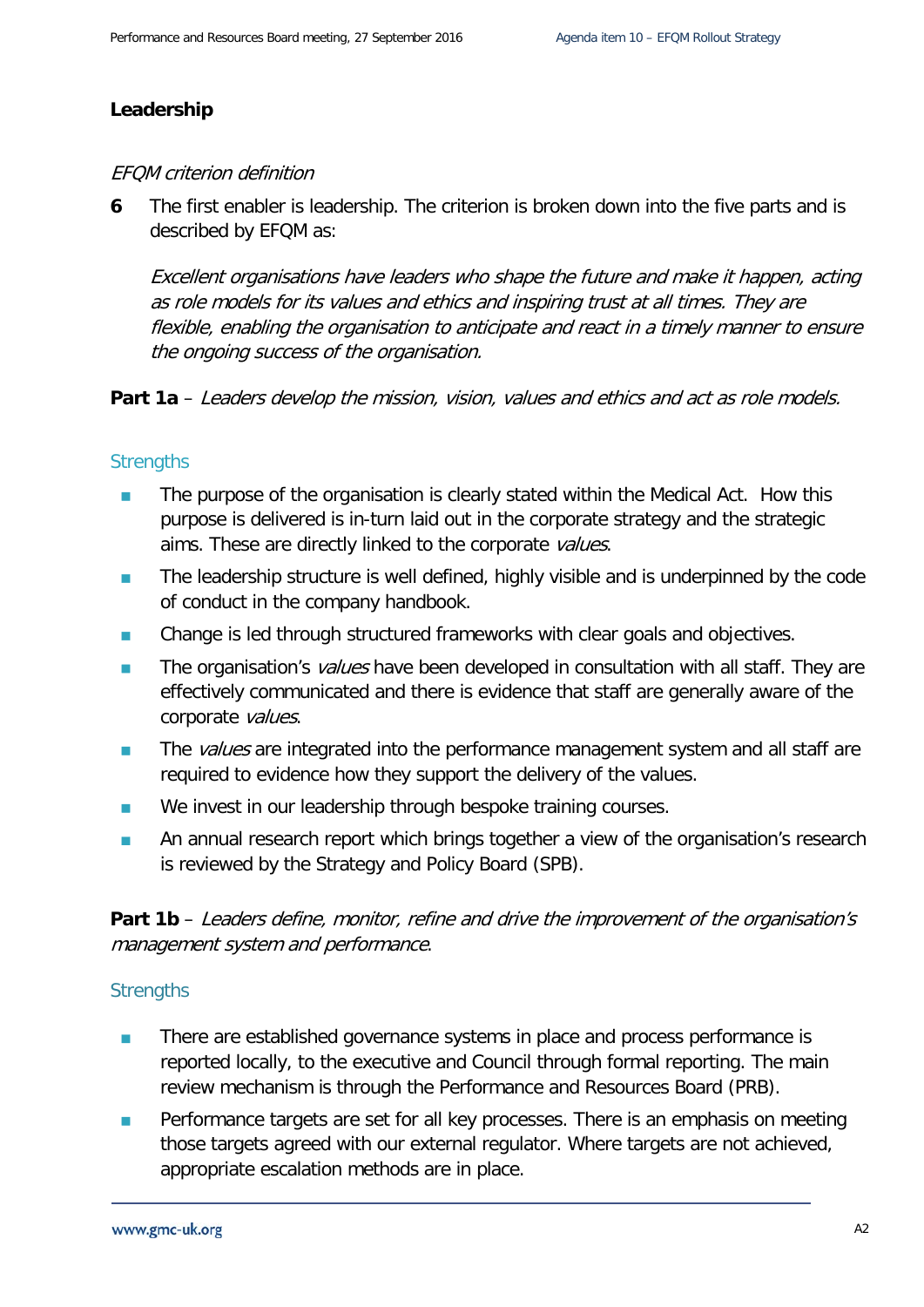**Leadership**

*EFQM criterion definition*

**6** The first enabler is leadership. The criterion is broken down into the five parts and is described by EFQM as:

*Excellent organisations have leaders who shape the future and make it happen, acting as role models for its values and ethics and inspiring trust at all times. They are flexible, enabling the organisation to anticipate and react in a timely manner to ensure the ongoing success of the organisation.*

**Part 1a** – *Leaders develop the mission, vision, values and ethics and act as role models.*

### Strengths

- The purpose of the organisation is clearly stated within the Medical Act. How this purpose is delivered is in-turn laid out in the corporate strategy and the strategic aims. These are directly linked to the corporate *values*.
- The leadership structure is well defined, highly visible and is underpinned by the code of conduct in the company handbook.
- Change is led through structured frameworks with clear goals and objectives.
- The organisation's *values* have been developed in consultation with all staff. They are effectively communicated and there is evidence that staff are generally aware of the corporate *values*.
- The *values* are integrated into the performance management system and all staff are required to evidence how they support the delivery of the values.
- We invest in our leadership through bespoke training courses.
- An annual research report which brings together a view of the organisation's research is reviewed by the Strategy and Policy Board (SPB).

**Part 1b** – *Leaders define, monitor, refine and drive the improvement of the organisation's management system and performance*.

### Strengths

- There are established governance systems in place and process performance is reported locally, to the executive and Council through formal reporting. The main review mechanism is through the Performance and Resources Board (PRB).
- Performance targets are set for all key processes. There is an emphasis on meeting those targets agreed with our external regulator. Where targets are not achieved, appropriate escalation methods are in place.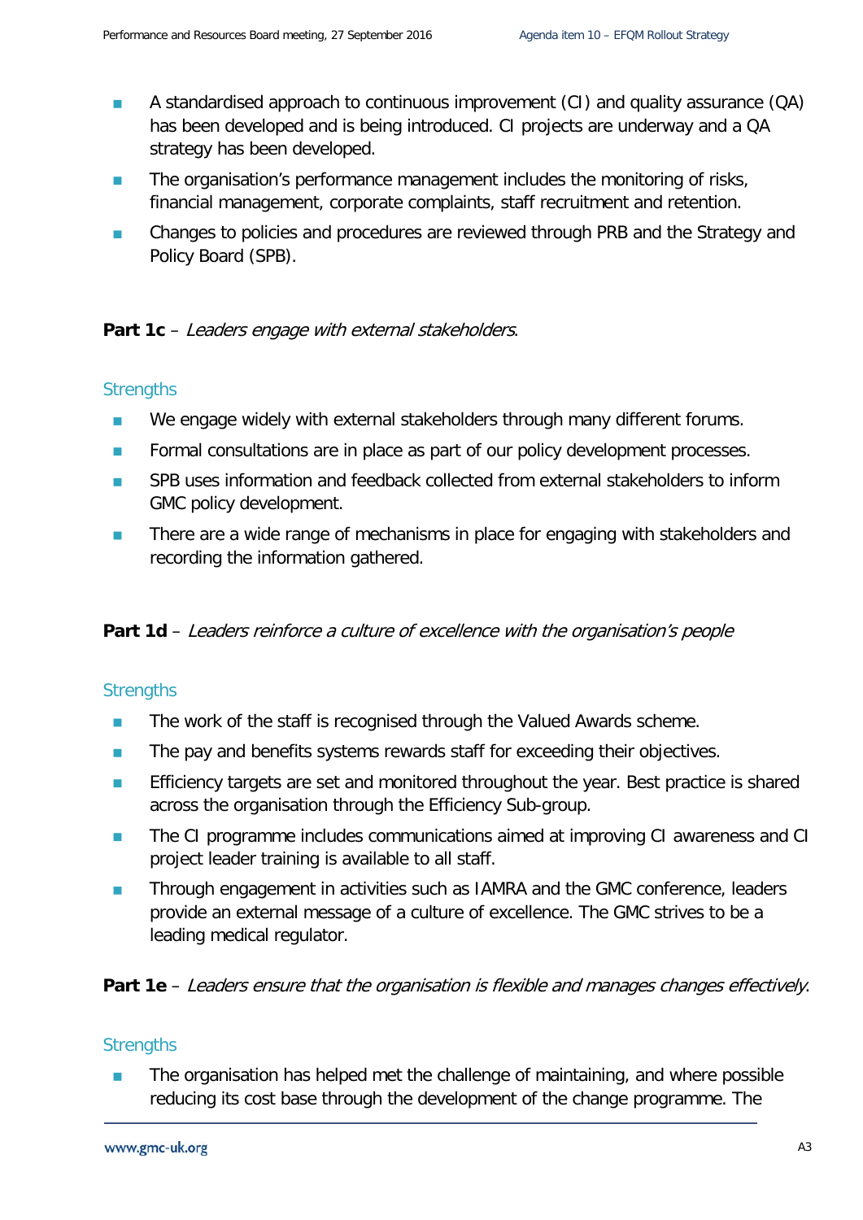- A standardised approach to continuous improvement (CI) and quality assurance (QA) has been developed and is being introduced. CI projects are underway and a QA strategy has been developed.
- The organisation's performance management includes the monitoring of risks, financial management, corporate complaints, staff recruitment and retention.
- Changes to policies and procedures are reviewed through PRB and the Strategy and Policy Board (SPB).

**Part 1c** – *Leaders engage with external stakeholders*.

### Strengths

- We engage widely with external stakeholders through many different forums.
- Formal consultations are in place as part of our policy development processes.
- SPB uses information and feedback collected from external stakeholders to inform GMC policy development.
- There are a wide range of mechanisms in place for engaging with stakeholders and recording the information gathered.

**Part 1d** – *Leaders reinforce a culture of excellence with the organisation's people*

### Strengths

- The work of the staff is recognised through the Valued Awards scheme.
- The pay and benefits systems rewards staff for exceeding their objectives.
- Efficiency targets are set and monitored throughout the year. Best practice is shared across the organisation through the Efficiency Sub-group.
- The CI programme includes communications aimed at improving CI awareness and CI project leader training is available to all staff.
- Through engagement in activities such as IAMRA and the GMC conference, leaders provide an external message of a culture of excellence. The GMC strives to be a leading medical regulator.

**Part 1e** – *Leaders ensure that the organisation is flexible and manages changes effectively.*

### Strengths

- The organisation has helped met the challenge of maintaining, and where possible reducing its cost base through the development of the change programme. The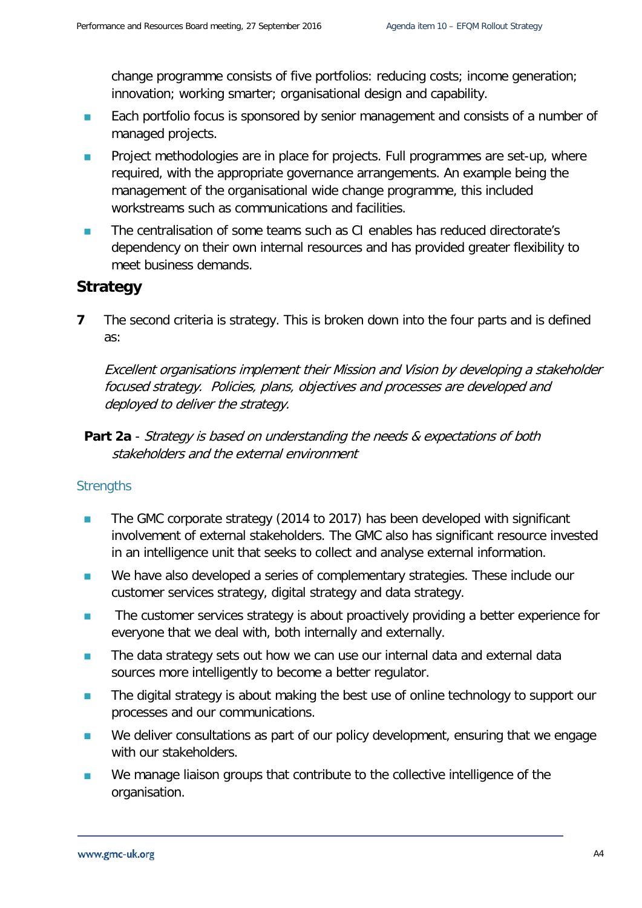change programme consists of five portfolios: reducing costs; income generation; innovation; working smarter; organisational design and capability.

- Each portfolio focus is sponsored by senior management and consists of a number of managed projects.
- Project methodologies are in place for projects. Full programmes are set-up, where required, with the appropriate governance arrangements. An example being the management of the organisational wide change programme, this included workstreams such as communications and facilities.
- The centralisation of some teams such as CI enables has reduced directorate's dependency on their own internal resources and has provided greater flexibility to meet business demands.

## Strategy

**7** The second criteria is strategy. This is broken down into the four parts and is defined as:

*Excellent organisations implement their Mission and Vision by developing a stakeholder focused strategy. Policies, plans, objectives and processes are developed and deployed to deliver the strategy.*

**Part 2a** - *Strategy is based on understanding the needs & expectations of both stakeholders and the external environment*

### Strengths

- The GMC corporate strategy (2014 to 2017) has been developed with significant involvement of external stakeholders. The GMC also has significant resource invested in an intelligence unit that seeks to collect and analyse external information.
- We have also developed a series of complementary strategies. These include our customer services strategy, digital strategy and data strategy.
- The customer services strategy is about proactively providing a better experience for everyone that we deal with, both internally and externally.
- The data strategy sets out how we can use our internal data and external data sources more intelligently to become a better regulator.
- The digital strategy is about making the best use of online technology to support our processes and our communications.
- We deliver consultations as part of our policy development, ensuring that we engage with our stakeholders.
- We manage liaison groups that contribute to the collective intelligence of the organisation.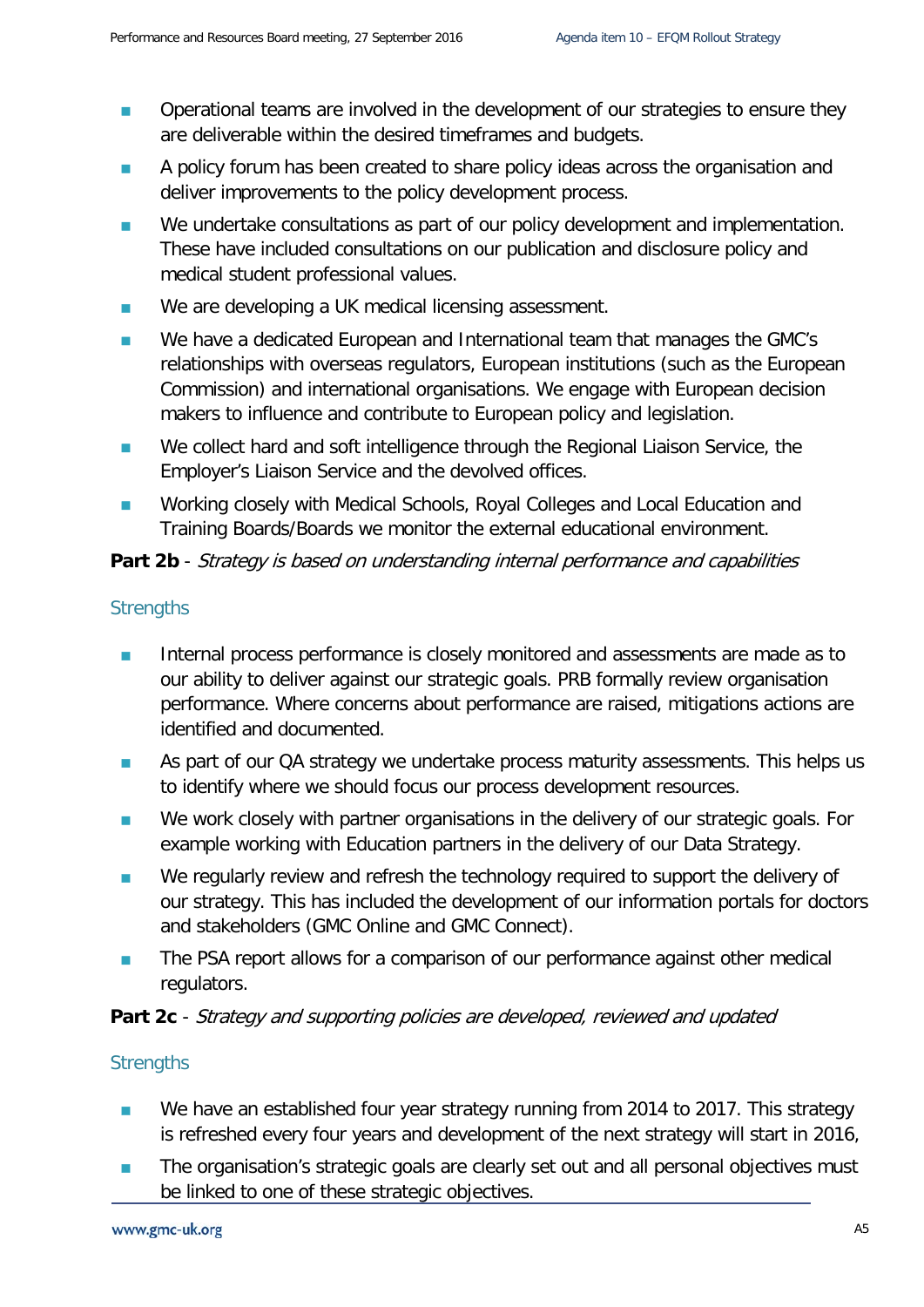- Operational teams are involved in the development of our strategies to ensure they are deliverable within the desired timeframes and budgets.
- A policy forum has been created to share policy ideas across the organisation and deliver improvements to the policy development process.
- We undertake consultations as part of our policy development and implementation. These have included consultations on our publication and disclosure policy and medical student professional values.
- We are developing a UK medical licensing assessment.
- We have a dedicated European and International team that manages the GMC's relationships with overseas regulators, European institutions (such as the European Commission) and international organisations. We engage with European decision makers to influence and contribute to European policy and legislation.
- We collect hard and soft intelligence through the Regional Liaison Service, the Employer's Liaison Service and the devolved offices.
- Working closely with Medical Schools, Royal Colleges and Local Education and Training Boards/Boards we monitor the external educational environment.

**Part 2b** - *Strategy is based on understanding internal performance and capabilities*

### Strengths

- Internal process performance is closely monitored and assessments are made as to our ability to deliver against our strategic goals. PRB formally review organisation performance. Where concerns about performance are raised, mitigations actions are identified and documented.
- As part of our QA strategy we undertake process maturity assessments. This helps us to identify where we should focus our process development resources.
- We work closely with partner organisations in the delivery of our strategic goals. For example working with Education partners in the delivery of our Data Strategy.
- We regularly review and refresh the technology required to support the delivery of our strategy. This has included the development of our information portals for doctors and stakeholders (GMC Online and GMC Connect).
- The PSA report allows for a comparison of our performance against other medical regulators.

**Part 2c** - *Strategy and supporting policies are developed, reviewed and updated*

### Strengths

- We have an established four year strategy running from 2014 to 2017. This strategy is refreshed every four years and development of the next strategy will start in 2016,
- The organisation's strategic goals are clearly set out and all personal objectives must be linked to one of these strategic objectives.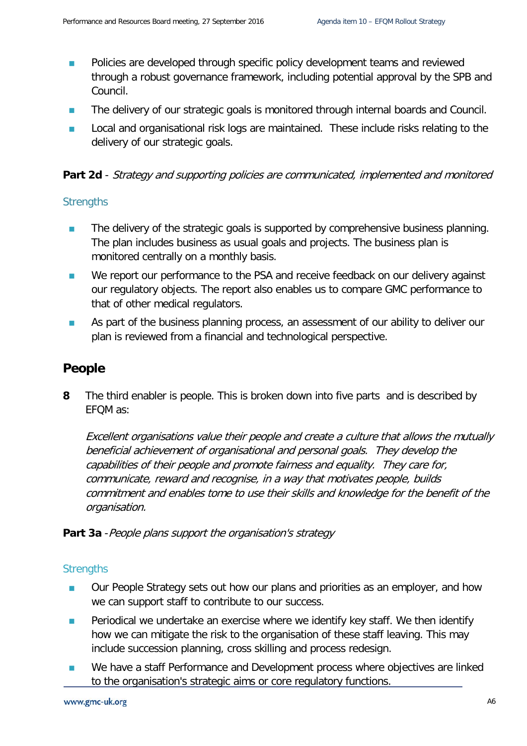- Policies are developed through specific policy development teams and reviewed through a robust governance framework, including potential approval by the SPB and Council.
- The delivery of our strategic goals is monitored through internal boards and Council.
- Local and organisational risk logs are maintained. These include risks relating to the delivery of our strategic goals.

**Part 2d** - *Strategy and supporting policies are communicated, implemented and monitored*

### Strengths

- The delivery of the strategic goals is supported by comprehensive business planning. The plan includes business as usual goals and projects. The business plan is monitored centrally on a monthly basis.
- We report our performance to the PSA and receive feedback on our delivery against our regulatory objects. The report also enables us to compare GMC performance to that of other medical regulators.
- As part of the business planning process, an assessment of our ability to deliver our plan is reviewed from a financial and technological perspective.

## People

**8** The third enabler is people. This is broken down into five parts and is described by EFQM as:

*Excellent organisations value their people and create a culture that allows the mutually beneficial achievement of organisational and personal goals. They develop the capabilities of their people and promote fairness and equality. They care for, communicate, reward and recognise, in a way that motivates people, builds commitment and enables tome to use their skills and knowledge for the benefit of the organisation.*

**Part 3a** -*People plans support the organisation's strategy*

### Strengths

- Our People Strategy sets out how our plans and priorities as an employer, and how we can support staff to contribute to our success.
- Periodical we undertake an exercise where we identify key staff. We then identify how we can mitigate the risk to the organisation of these staff leaving. This may include succession planning, cross skilling and process redesign.
- We have a staff Performance and Development process where objectives are linked to the organisation's strategic aims or core regulatory functions.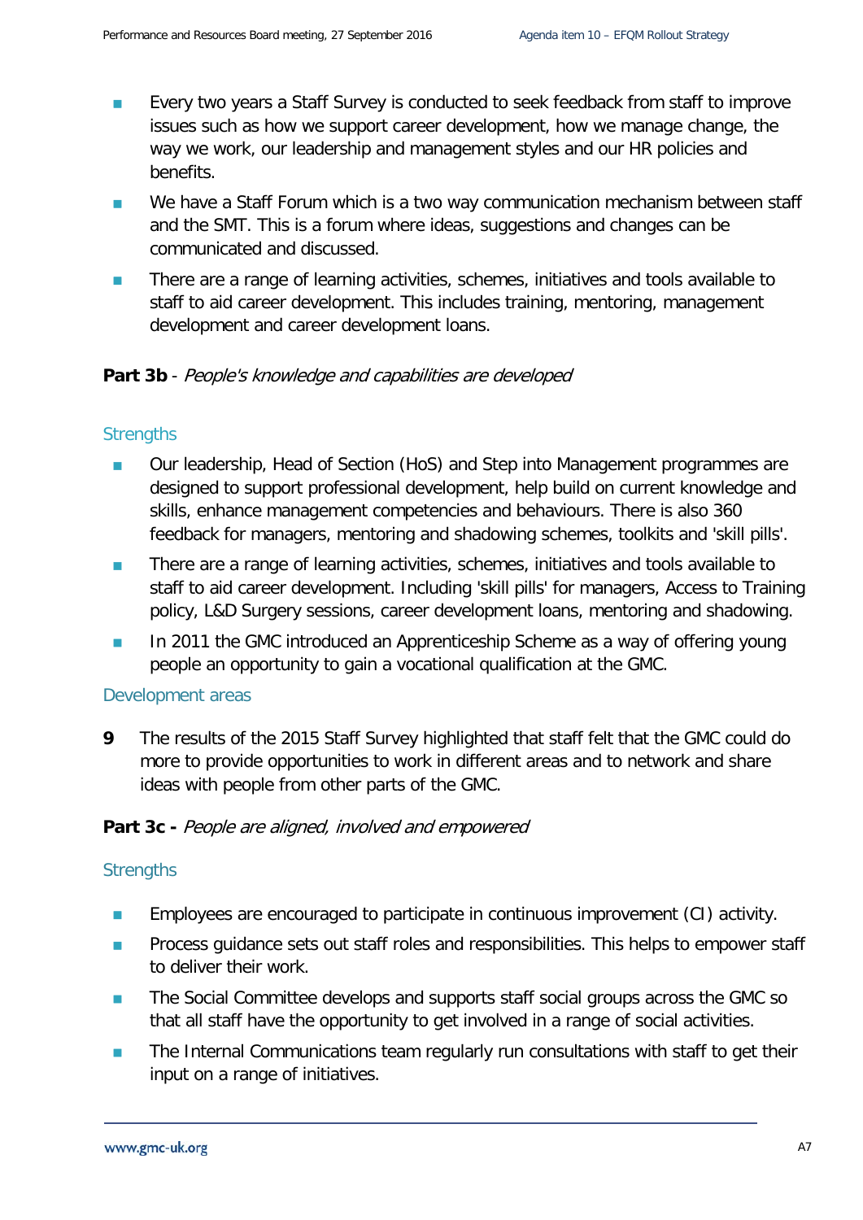- Every two years a Staff Survey is conducted to seek feedback from staff to improve issues such as how we support career development, how we manage change, the way we work, our leadership and management styles and our HR policies and benefits.
- We have a Staff Forum which is a two way communication mechanism between staff and the SMT. This is a forum where ideas, suggestions and changes can be communicated and discussed.
- There are a range of learning activities, schemes, initiatives and tools available to staff to aid career development. This includes training, mentoring, management development and career development loans.

**Part 3b** - *People's knowledge and capabilities are developed*

### Strengths

- Our leadership, Head of Section (HoS) and Step into Management programmes are designed to support professional development, help build on current knowledge and skills, enhance management competencies and behaviours. There is also 360 feedback for managers, mentoring and shadowing schemes, toolkits and 'skill pills'.
- There are a range of learning activities, schemes, initiatives and tools available to staff to aid career development. Including 'skill pills' for managers, Access to Training policy, L&D Surgery sessions, career development loans, mentoring and shadowing.
- In 2011 the GMC introduced an Apprenticeship Scheme as a way of offering young people an opportunity to gain a vocational qualification at the GMC.

### Development areas

**9** The results of the 2015 Staff Survey highlighted that staff felt that the GMC could do more to provide opportunities to work in different areas and to network and share ideas with people from other parts of the GMC.

**Part 3c -** *People are aligned, involved and empowered*

### Strengths

- Employees are encouraged to participate in continuous improvement (CI) activity.
- Process guidance sets out staff roles and responsibilities. This helps to empower staff to deliver their work.
- The Social Committee develops and supports staff social groups across the GMC so that all staff have the opportunity to get involved in a range of social activities.
- The Internal Communications team regularly run consultations with staff to get their input on a range of initiatives.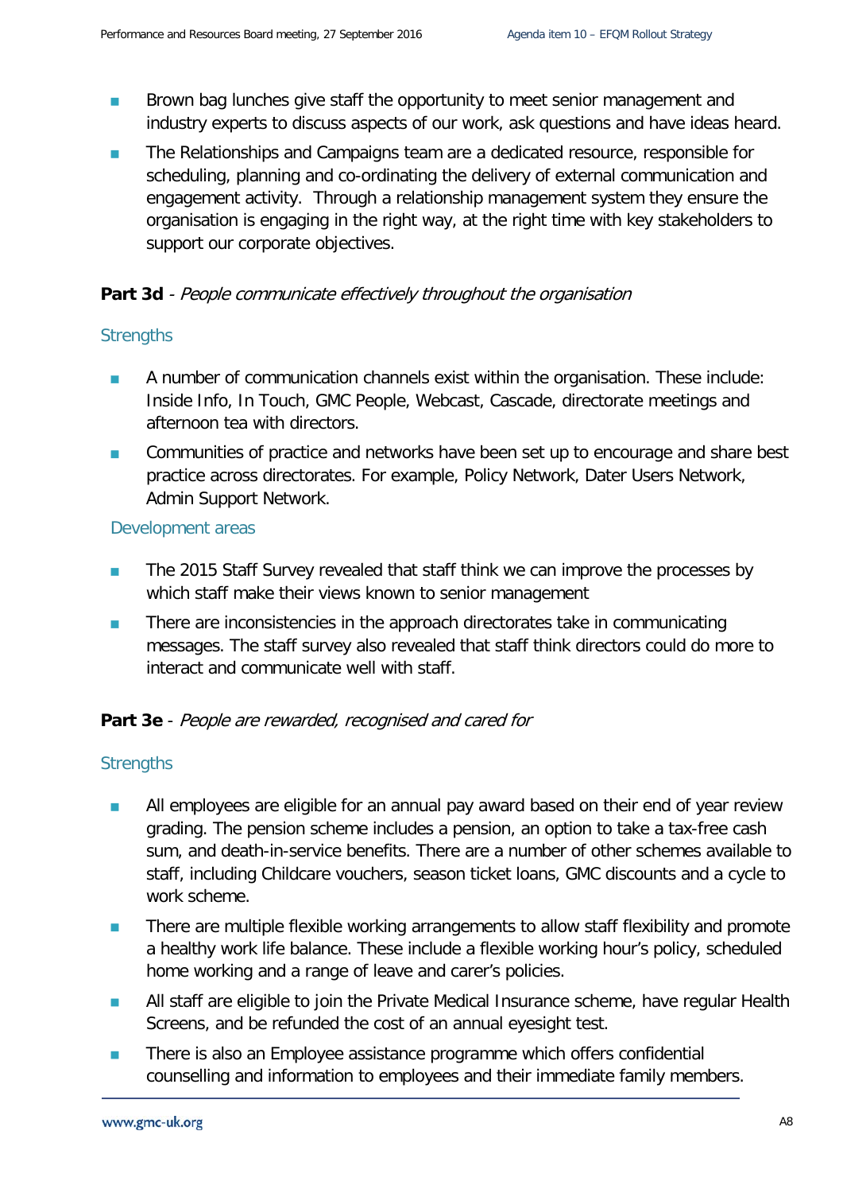- Brown bag lunches give staff the opportunity to meet senior management and industry experts to discuss aspects of our work, ask questions and have ideas heard.
- The Relationships and Campaigns team are a dedicated resource, responsible for scheduling, planning and co-ordinating the delivery of external communication and engagement activity. Through a relationship management system they ensure the organisation is engaging in the right way, at the right time with key stakeholders to support our corporate objectives.

**Part 3d** - *People communicate effectively throughout the organisation*

### Strengths

- A number of communication channels exist within the organisation. These include: Inside Info, In Touch, GMC People, Webcast, Cascade, directorate meetings and afternoon tea with directors.
- Communities of practice and networks have been set up to encourage and share best practice across directorates. For example, Policy Network, Dater Users Network, Admin Support Network.

### Development areas

- The 2015 Staff Survey revealed that staff think we can improve the processes by which staff make their views known to senior management
- There are inconsistencies in the approach directorates take in communicating messages. The staff survey also revealed that staff think directors could do more to interact and communicate well with staff.

**Part 3e** - *People are rewarded, recognised and cared for*

### Strengths

- All employees are eligible for an annual pay award based on their end of year review grading. The pension scheme includes a pension, an option to take a tax-free cash sum, and death-in-service benefits. There are a number of other schemes available to staff, including Childcare vouchers, season ticket loans, GMC discounts and a cycle to work scheme.
- There are multiple flexible working arrangements to allow staff flexibility and promote a healthy work life balance. These include a flexible working hour's policy, scheduled home working and a range of leave and carer's policies.
- All staff are eligible to join the Private Medical Insurance scheme, have regular Health Screens, and be refunded the cost of an annual eyesight test.
- There is also an Employee assistance programme which offers confidential counselling and information to employees and their immediate family members.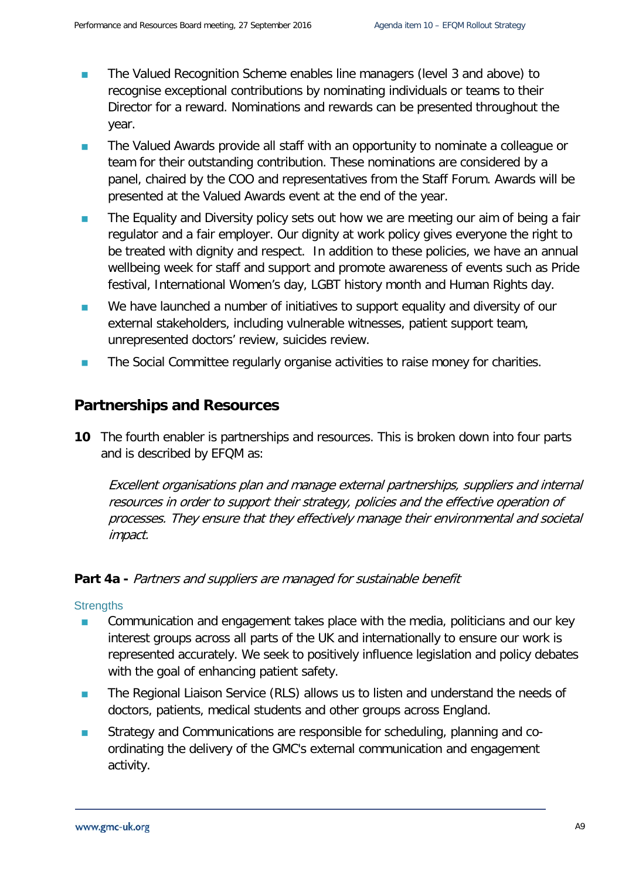- The Valued Recognition Scheme enables line managers (level 3 and above) to recognise exceptional contributions by nominating individuals or teams to their Director for a reward. Nominations and rewards can be presented throughout the year.
- The Valued Awards provide all staff with an opportunity to nominate a colleague or team for their outstanding contribution. These nominations are considered by a panel, chaired by the COO and representatives from the Staff Forum. Awards will be presented at the Valued Awards event at the end of the year.
- The Equality and Diversity policy sets out how we are meeting our aim of being a fair regulator and a fair employer. Our dignity at work policy gives everyone the right to be treated with dignity and respect. In addition to these policies, we have an annual wellbeing week for staff and support and promote awareness of events such as Pride festival, International Women's day, LGBT history month and Human Rights day.
- We have launched a number of initiatives to support equality and diversity of our external stakeholders, including vulnerable witnesses, patient support team, unrepresented doctors' review, suicides review.
- The Social Committee regularly organise activities to raise money for charities.

## Partnerships and Resources

**10** The fourth enabler is partnerships and resources. This is broken down into four parts and is described by EFQM as:

*Excellent organisations plan and manage external partnerships, suppliers and internal resources in order to support their strategy, policies and the effective operation of processes. They ensure that they effectively manage their environmental and societal impact.*

**Part 4a -** *Partners and suppliers are managed for sustainable benefit*

Strengths

- Communication and engagement takes place with the media, politicians and our key interest groups across all parts of the UK and internationally to ensure our work is represented accurately. We seek to positively influence legislation and policy debates with the goal of enhancing patient safety.
- The Regional Liaison Service (RLS) allows us to listen and understand the needs of doctors, patients, medical students and other groups across England.
- Strategy and Communications are responsible for scheduling, planning and co-ordinating the delivery of the GMC's external communication and engagement activity.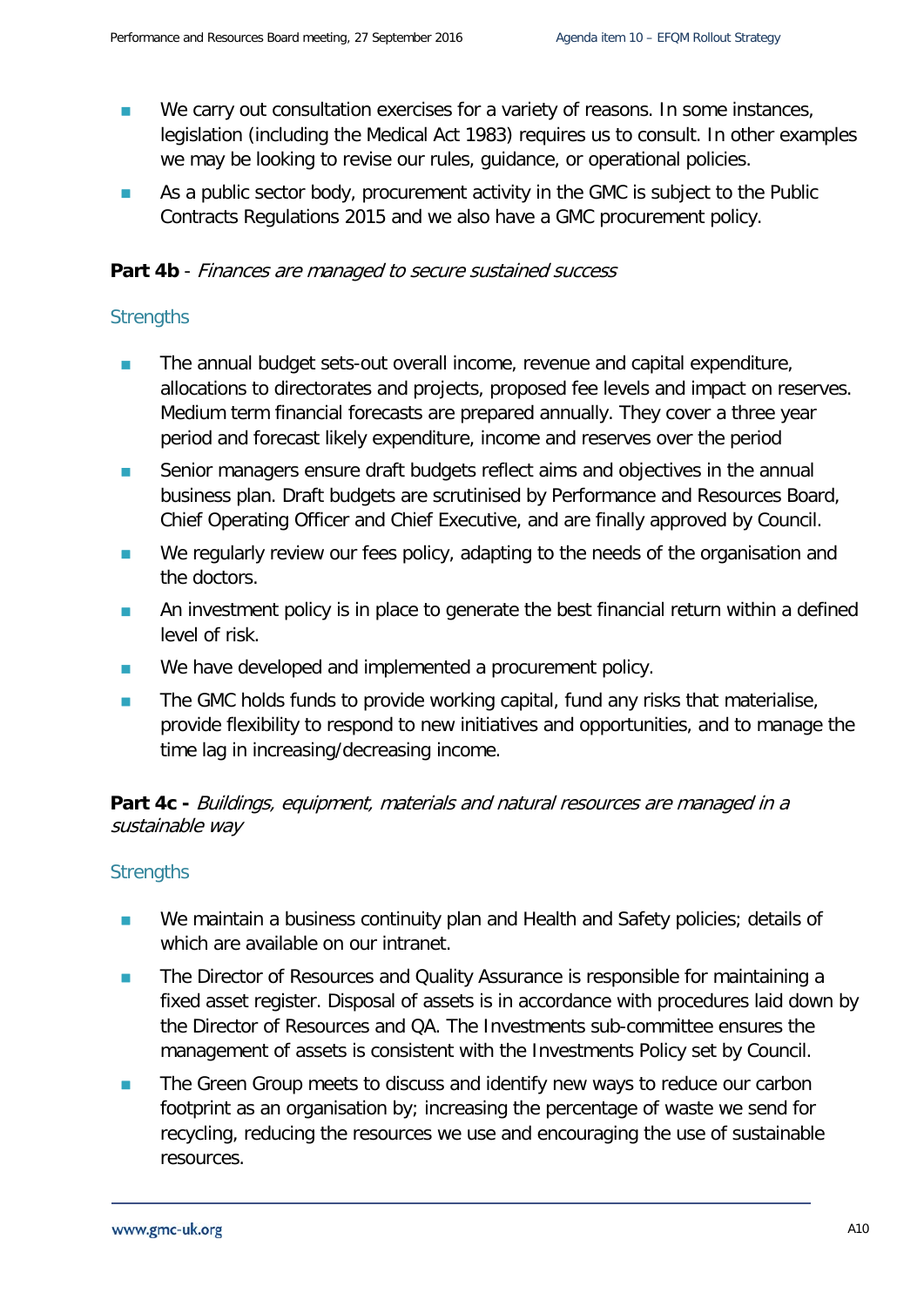- We carry out consultation exercises for a variety of reasons. In some instances, legislation (including the Medical Act 1983) requires us to consult. In other examples we may be looking to revise our rules, guidance, or operational policies.
- As a public sector body, procurement activity in the GMC is subject to the Public Contracts Regulations 2015 and we also have a GMC procurement policy.

**Part 4b** - *Finances are managed to secure sustained success*

### Strengths

- The annual budget sets-out overall income, revenue and capital expenditure, allocations to directorates and projects, proposed fee levels and impact on reserves. Medium term financial forecasts are prepared annually. They cover a three year period and forecast likely expenditure, income and reserves over the period
- Senior managers ensure draft budgets reflect aims and objectives in the annual business plan. Draft budgets are scrutinised by Performance and Resources Board, Chief Operating Officer and Chief Executive, and are finally approved by Council.
- We regularly review our fees policy, adapting to the needs of the organisation and the doctors.
- An investment policy is in place to generate the best financial return within a defined level of risk.
- We have developed and implemented a procurement policy.
- The GMC holds funds to provide working capital, fund any risks that materialise, provide flexibility to respond to new initiatives and opportunities, and to manage the time lag in increasing/decreasing income.

**Part 4c -** *Buildings, equipment, materials and natural resources are managed in a sustainable way*

### Strengths

- We maintain a business continuity plan and Health and Safety policies; details of which are available on our intranet.
- The Director of Resources and Quality Assurance is responsible for maintaining a fixed asset register. Disposal of assets is in accordance with procedures laid down by the Director of Resources and QA. The Investments sub-committee ensures the management of assets is consistent with the Investments Policy set by Council.
- The Green Group meets to discuss and identify new ways to reduce our carbon footprint as an organisation by; increasing the percentage of waste we send for recycling, reducing the resources we use and encouraging the use of sustainable resources.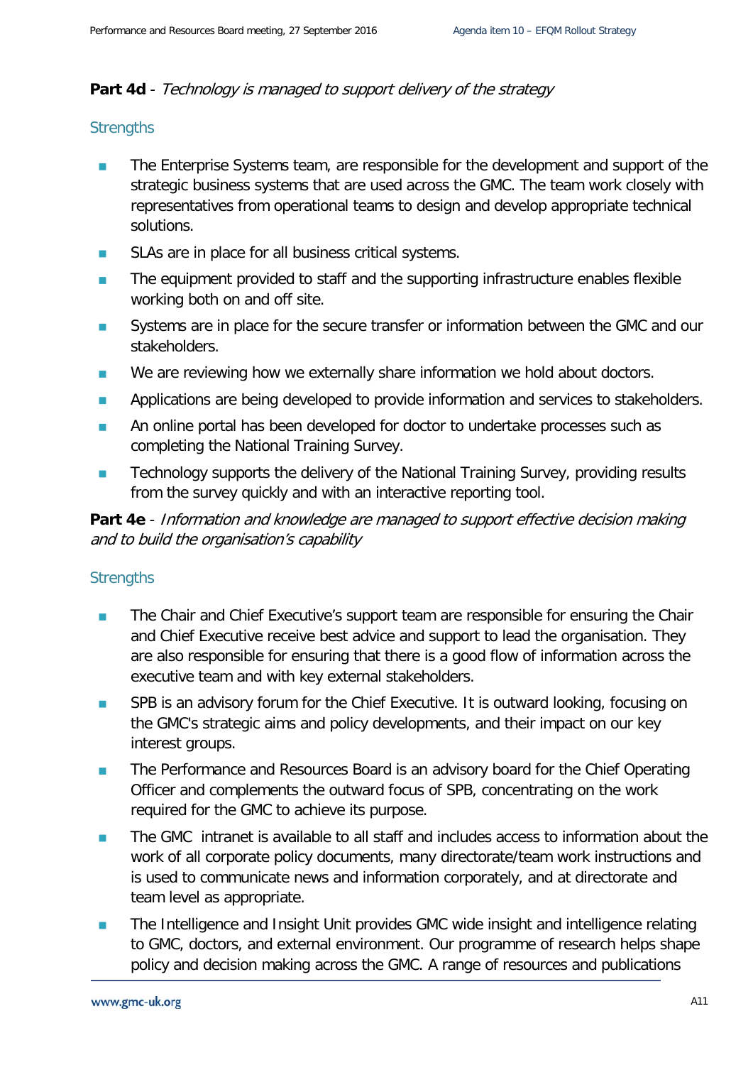**Part 4d** - *Technology is managed to support delivery of the strategy*

Strengths

- The Enterprise Systems team, are responsible for the development and support of the strategic business systems that are used across the GMC. The team work closely with representatives from operational teams to design and develop appropriate technical solutions.
- SLAs are in place for all business critical systems.
- The equipment provided to staff and the supporting infrastructure enables flexible working both on and off site.
- Systems are in place for the secure transfer or information between the GMC and our stakeholders.
- We are reviewing how we externally share information we hold about doctors.
- Applications are being developed to provide information and services to stakeholders.
- An online portal has been developed for doctor to undertake processes such as completing the National Training Survey.
- Technology supports the delivery of the National Training Survey, providing results from the survey quickly and with an interactive reporting tool.

**Part 4e** - *Information and knowledge are managed to support effective decision making and to build the organisation's capability*

Strengths

- The Chair and Chief Executive's support team are responsible for ensuring the Chair and Chief Executive receive best advice and support to lead the organisation. They are also responsible for ensuring that there is a good flow of information across the executive team and with key external stakeholders.
- SPB is an advisory forum for the Chief Executive. It is outward looking, focusing on the GMC's strategic aims and policy developments, and their impact on our key interest groups.
- The Performance and Resources Board is an advisory board for the Chief Operating Officer and complements the outward focus of SPB, concentrating on the work required for the GMC to achieve its purpose.
- The GMC intranet is available to all staff and includes access to information about the work of all corporate policy documents, many directorate/team work instructions and is used to communicate news and information corporately, and at directorate and team level as appropriate.
- The Intelligence and Insight Unit provides GMC wide insight and intelligence relating to GMC, doctors, and external environment. Our programme of research helps shape policy and decision making across the GMC. A range of resources and publications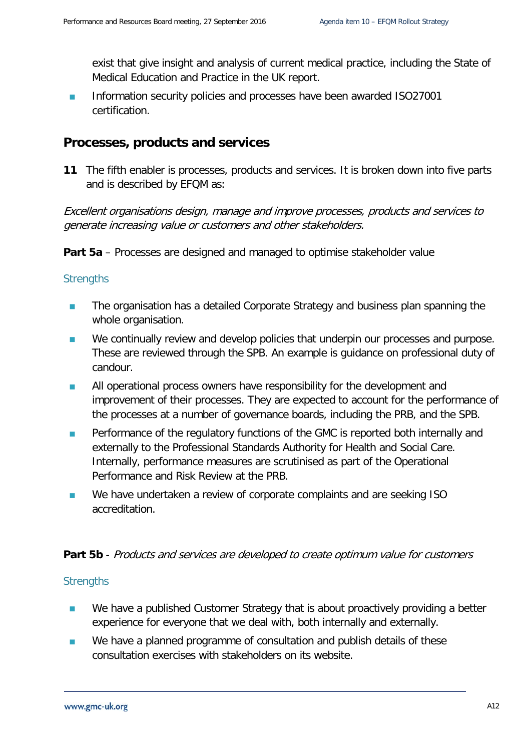exist that give insight and analysis of current medical practice, including the State of Medical Education and Practice in the UK report.

- Information security policies and processes have been awarded ISO27001 certification.

## Processes, products and services

**11** The fifth enabler is processes, products and services. It is broken down into five parts and is described by EFQM as:

*Excellent organisations design, manage and improve processes, products and services to generate increasing value or customers and other stakeholders.*

**Part 5a** – Processes are designed and managed to optimise stakeholder value

### Strengths

- The organisation has a detailed Corporate Strategy and business plan spanning the whole organisation.
- We continually review and develop policies that underpin our processes and purpose. These are reviewed through the SPB. An example is guidance on professional duty of candour.
- All operational process owners have responsibility for the development and improvement of their processes. They are expected to account for the performance of the processes at a number of governance boards, including the PRB, and the SPB.
- Performance of the regulatory functions of the GMC is reported both internally and externally to the Professional Standards Authority for Health and Social Care. Internally, performance measures are scrutinised as part of the Operational Performance and Risk Review at the PRB.
- We have undertaken a review of corporate complaints and are seeking ISO accreditation.

**Part 5b** - *Products and services are developed to create optimum value for customers*

### Strengths

- We have a published Customer Strategy that is about proactively providing a better experience for everyone that we deal with, both internally and externally.
- We have a planned programme of consultation and publish details of these consultation exercises with stakeholders on its website.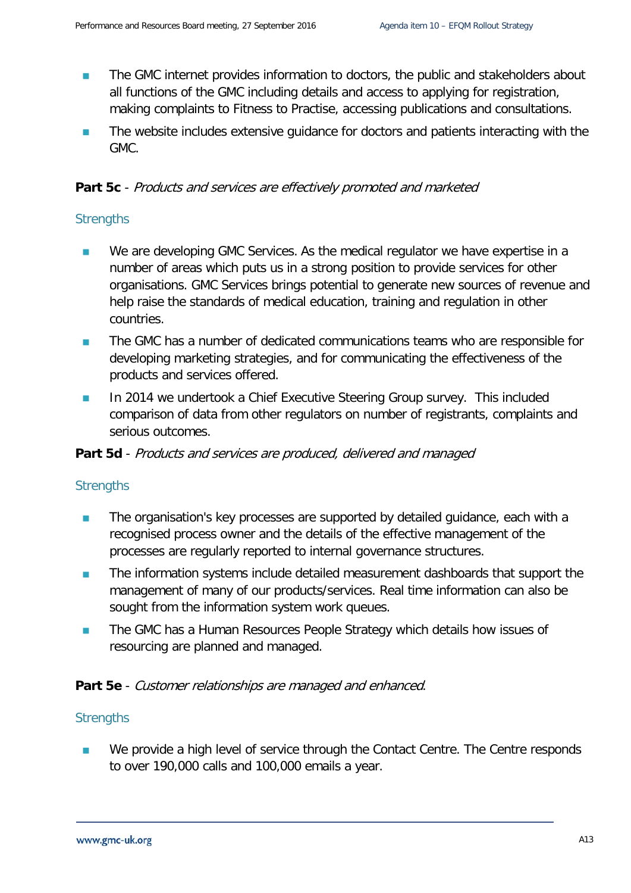- The GMC internet provides information to doctors, the public and stakeholders about all functions of the GMC including details and access to applying for registration, making complaints to Fitness to Practise, accessing publications and consultations.
- The website includes extensive guidance for doctors and patients interacting with the GMC.

**Part 5c** - *Products and services are effectively promoted and marketed*

### Strengths

- We are developing GMC Services. As the medical regulator we have expertise in a number of areas which puts us in a strong position to provide services for other organisations. GMC Services brings potential to generate new sources of revenue and help raise the standards of medical education, training and regulation in other countries.
- The GMC has a number of dedicated communications teams who are responsible for developing marketing strategies, and for communicating the effectiveness of the products and services offered.
- In 2014 we undertook a Chief Executive Steering Group survey. This included comparison of data from other regulators on number of registrants, complaints and serious outcomes.

**Part 5d** - *Products and services are produced, delivered and managed*

### Strengths

- The organisation's key processes are supported by detailed guidance, each with a recognised process owner and the details of the effective management of the processes are regularly reported to internal governance structures.
- The information systems include detailed measurement dashboards that support the management of many of our products/services. Real time information can also be sought from the information system work queues.
- The GMC has a Human Resources People Strategy which details how issues of resourcing are planned and managed.

**Part 5e** - *Customer relationships are managed and enhanced.*

### Strengths

- We provide a high level of service through the Contact Centre. The Centre responds to over 190,000 calls and 100,000 emails a year.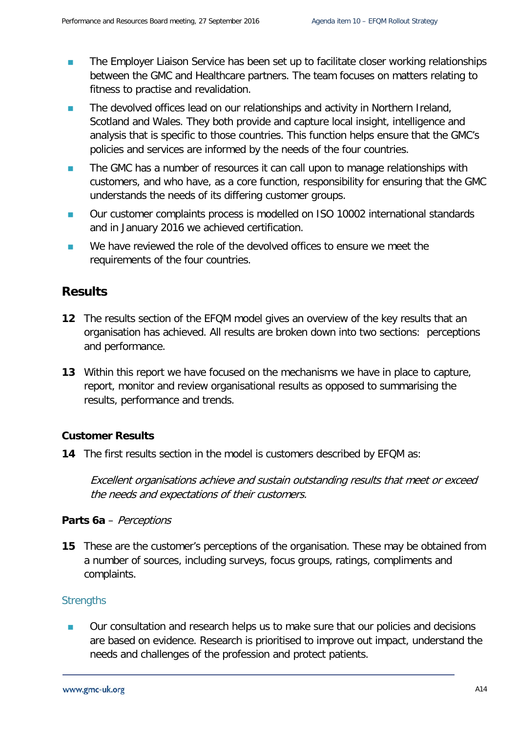- The Employer Liaison Service has been set up to facilitate closer working relationships between the GMC and Healthcare partners. The team focuses on matters relating to fitness to practise and revalidation.
- The devolved offices lead on our relationships and activity in Northern Ireland, Scotland and Wales. They both provide and capture local insight, intelligence and analysis that is specific to those countries. This function helps ensure that the GMC's policies and services are informed by the needs of the four countries.
- The GMC has a number of resources it can call upon to manage relationships with customers, and who have, as a core function, responsibility for ensuring that the GMC understands the needs of its differing customer groups.
- Our customer complaints process is modelled on ISO 10002 international standards and in January 2016 we achieved certification.
- We have reviewed the role of the devolved offices to ensure we meet the requirements of the four countries.

## Results

**12** The results section of the EFQM model gives an overview of the key results that an organisation has achieved. All results are broken down into two sections: perceptions and performance.

**13** Within this report we have focused on the mechanisms we have in place to capture, report, monitor and review organisational results as opposed to summarising the results, performance and trends.

### Customer Results

**14** The first results section in the model is customers described by EFQM as:

*Excellent organisations achieve and sustain outstanding results that meet or exceed the needs and expectations of their customers.*

**Parts 6a** – *Perceptions*

**15** These are the customer's perceptions of the organisation. These may be obtained from a number of sources, including surveys, focus groups, ratings, compliments and complaints.

#### Strengths

- Our consultation and research helps us to make sure that our policies and decisions are based on evidence. Research is prioritised to improve out impact, understand the needs and challenges of the profession and protect patients.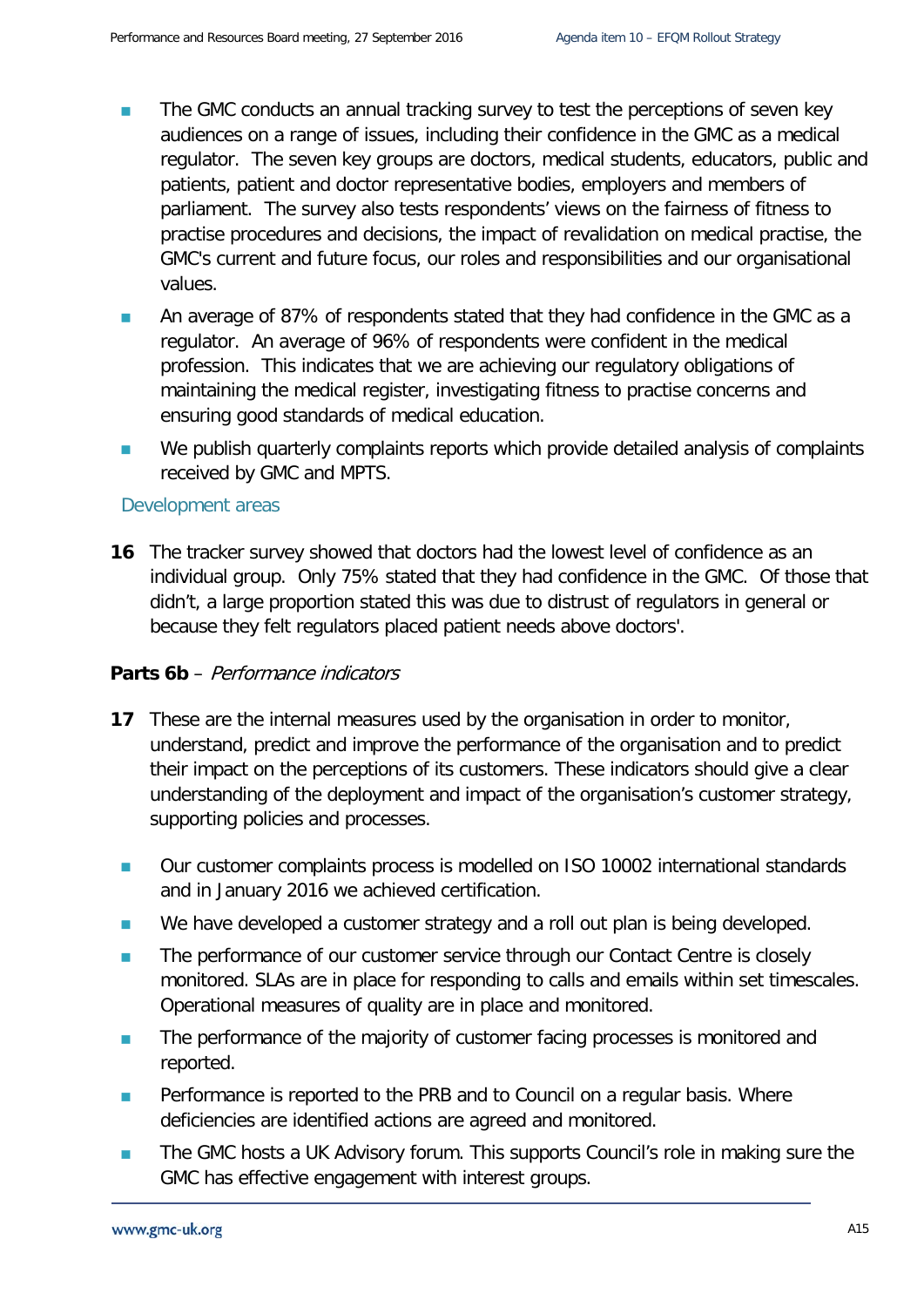- The GMC conducts an annual tracking survey to test the perceptions of seven key audiences on a range of issues, including their confidence in the GMC as a medical regulator. The seven key groups are doctors, medical students, educators, public and patients, patient and doctor representative bodies, employers and members of parliament. The survey also tests respondents' views on the fairness of fitness to practise procedures and decisions, the impact of revalidation on medical practise, the GMC's current and future focus, our roles and responsibilities and our organisational values.
- An average of 87% of respondents stated that they had confidence in the GMC as a regulator. An average of 96% of respondents were confident in the medical profession. This indicates that we are achieving our regulatory obligations of maintaining the medical register, investigating fitness to practise concerns and ensuring good standards of medical education.
- We publish quarterly complaints reports which provide detailed analysis of complaints received by GMC and MPTS.

### Development areas

**16** The tracker survey showed that doctors had the lowest level of confidence as an individual group. Only 75% stated that they had confidence in the GMC. Of those that didn't, a large proportion stated this was due to distrust of regulators in general or because they felt regulators placed patient needs above doctors'.

### **Parts 6b** – *Performance indicators*

**17** These are the internal measures used by the organisation in order to monitor, understand, predict and improve the performance of the organisation and to predict their impact on the perceptions of its customers. These indicators should give a clear understanding of the deployment and impact of the organisation's customer strategy, supporting policies and processes.

- Our customer complaints process is modelled on ISO 10002 international standards and in January 2016 we achieved certification.
- We have developed a customer strategy and a roll out plan is being developed.
- The performance of our customer service through our Contact Centre is closely monitored. SLAs are in place for responding to calls and emails within set timescales. Operational measures of quality are in place and monitored.
- The performance of the majority of customer facing processes is monitored and reported.
- Performance is reported to the PRB and to Council on a regular basis. Where deficiencies are identified actions are agreed and monitored.
- The GMC hosts a UK Advisory forum. This supports Council's role in making sure the GMC has effective engagement with interest groups.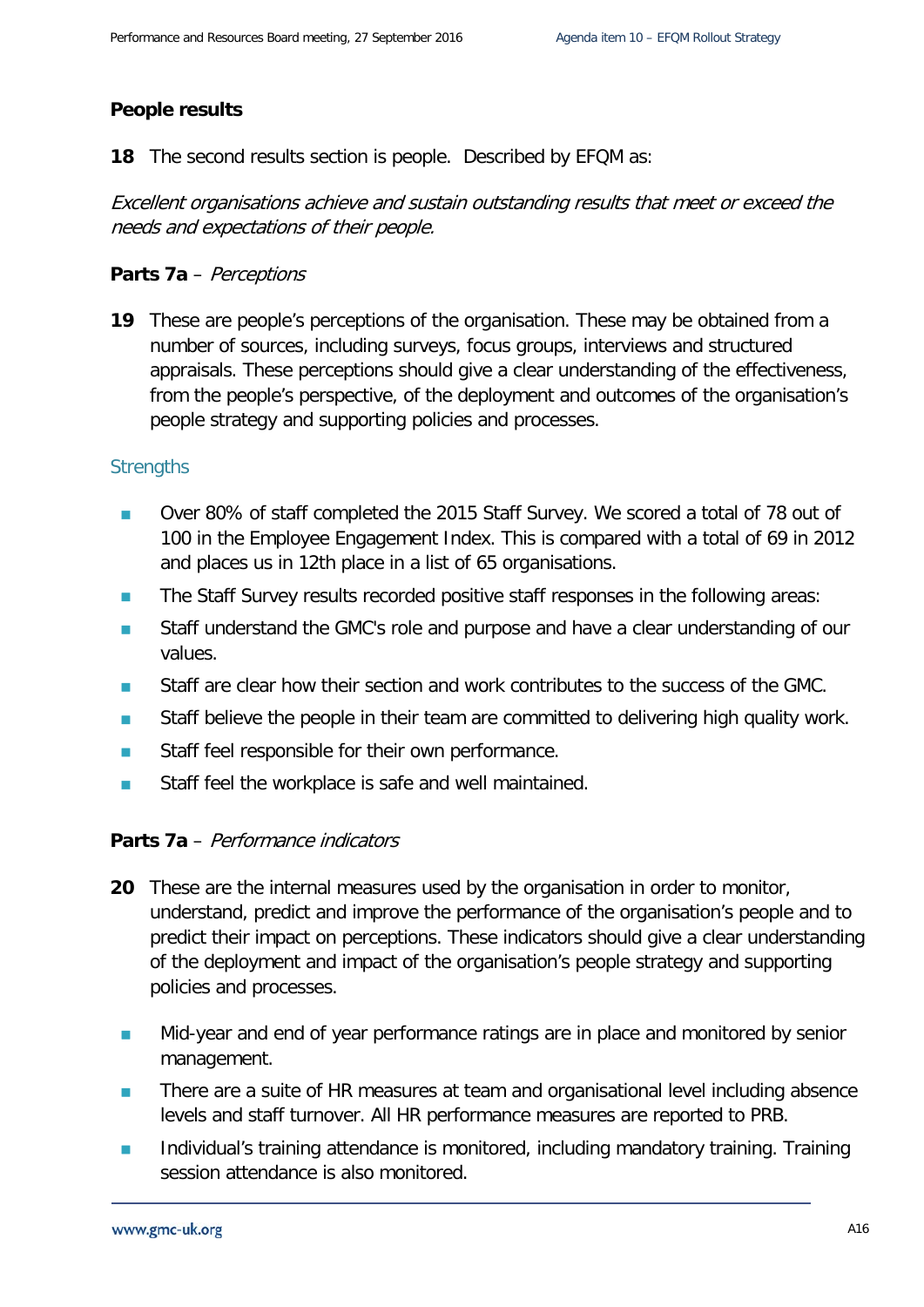**People results**

**18** The second results section is people. Described by EFQM as:

*Excellent organisations achieve and sustain outstanding results that meet or exceed the needs and expectations of their people.*

**Parts 7a** – *Perceptions*

**19** These are people's perceptions of the organisation. These may be obtained from a number of sources, including surveys, focus groups, interviews and structured appraisals. These perceptions should give a clear understanding of the effectiveness, from the people's perspective, of the deployment and outcomes of the organisation's people strategy and supporting policies and processes.

Strengths

- Over 80% of staff completed the 2015 Staff Survey. We scored a total of 78 out of 100 in the Employee Engagement Index. This is compared with a total of 69 in 2012 and places us in 12th place in a list of 65 organisations.
- The Staff Survey results recorded positive staff responses in the following areas:
- Staff understand the GMC's role and purpose and have a clear understanding of our values.
- Staff are clear how their section and work contributes to the success of the GMC.
- Staff believe the people in their team are committed to delivering high quality work.
- Staff feel responsible for their own performance.
- Staff feel the workplace is safe and well maintained.

**Parts 7a** – *Performance indicators*

**20** These are the internal measures used by the organisation in order to monitor, understand, predict and improve the performance of the organisation's people and to predict their impact on perceptions. These indicators should give a clear understanding of the deployment and impact of the organisation's people strategy and supporting policies and processes.

- Mid-year and end of year performance ratings are in place and monitored by senior management.
- There are a suite of HR measures at team and organisational level including absence levels and staff turnover. All HR performance measures are reported to PRB.
- Individual's training attendance is monitored, including mandatory training. Training session attendance is also monitored.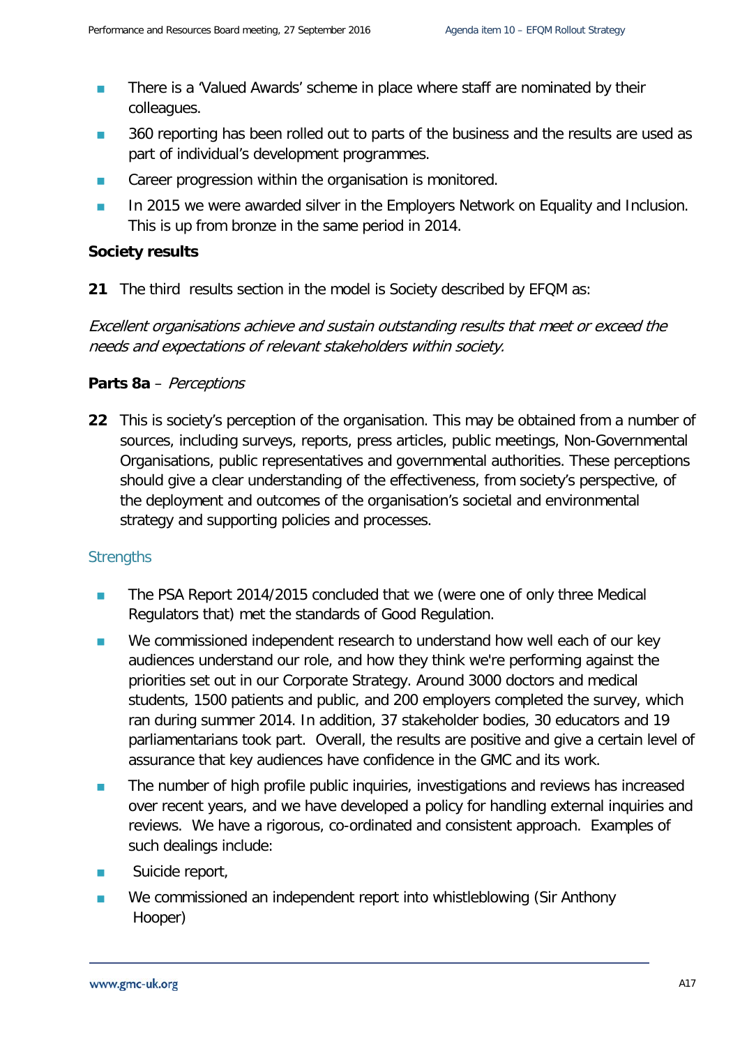- There is a 'Valued Awards' scheme in place where staff are nominated by their colleagues.
- 360 reporting has been rolled out to parts of the business and the results are used as part of individual's development programmes.
- Career progression within the organisation is monitored.
- In 2015 we were awarded silver in the Employers Network on Equality and Inclusion. This is up from bronze in the same period in 2014.

**Society results**

**21** The third results section in the model is Society described by EFQM as:

*Excellent organisations achieve and sustain outstanding results that meet or exceed the needs and expectations of relevant stakeholders within society.*

**Parts 8a** – *Perceptions*

**22** This is society's perception of the organisation. This may be obtained from a number of sources, including surveys, reports, press articles, public meetings, Non-Governmental Organisations, public representatives and governmental authorities. These perceptions should give a clear understanding of the effectiveness, from society's perspective, of the deployment and outcomes of the organisation's societal and environmental strategy and supporting policies and processes.

Strengths

- The PSA Report 2014/2015 concluded that we (were one of only three Medical Regulators that) met the standards of Good Regulation.
- We commissioned independent research to understand how well each of our key audiences understand our role, and how they think we're performing against the priorities set out in our Corporate Strategy. Around 3000 doctors and medical students, 1500 patients and public, and 200 employers completed the survey, which ran during summer 2014. In addition, 37 stakeholder bodies, 30 educators and 19 parliamentarians took part. Overall, the results are positive and give a certain level of assurance that key audiences have confidence in the GMC and its work.
- The number of high profile public inquiries, investigations and reviews has increased over recent years, and we have developed a policy for handling external inquiries and reviews. We have a rigorous, co-ordinated and consistent approach. Examples of such dealings include:
- Suicide report,
- We commissioned an independent report into whistleblowing (Sir Anthony Hooper)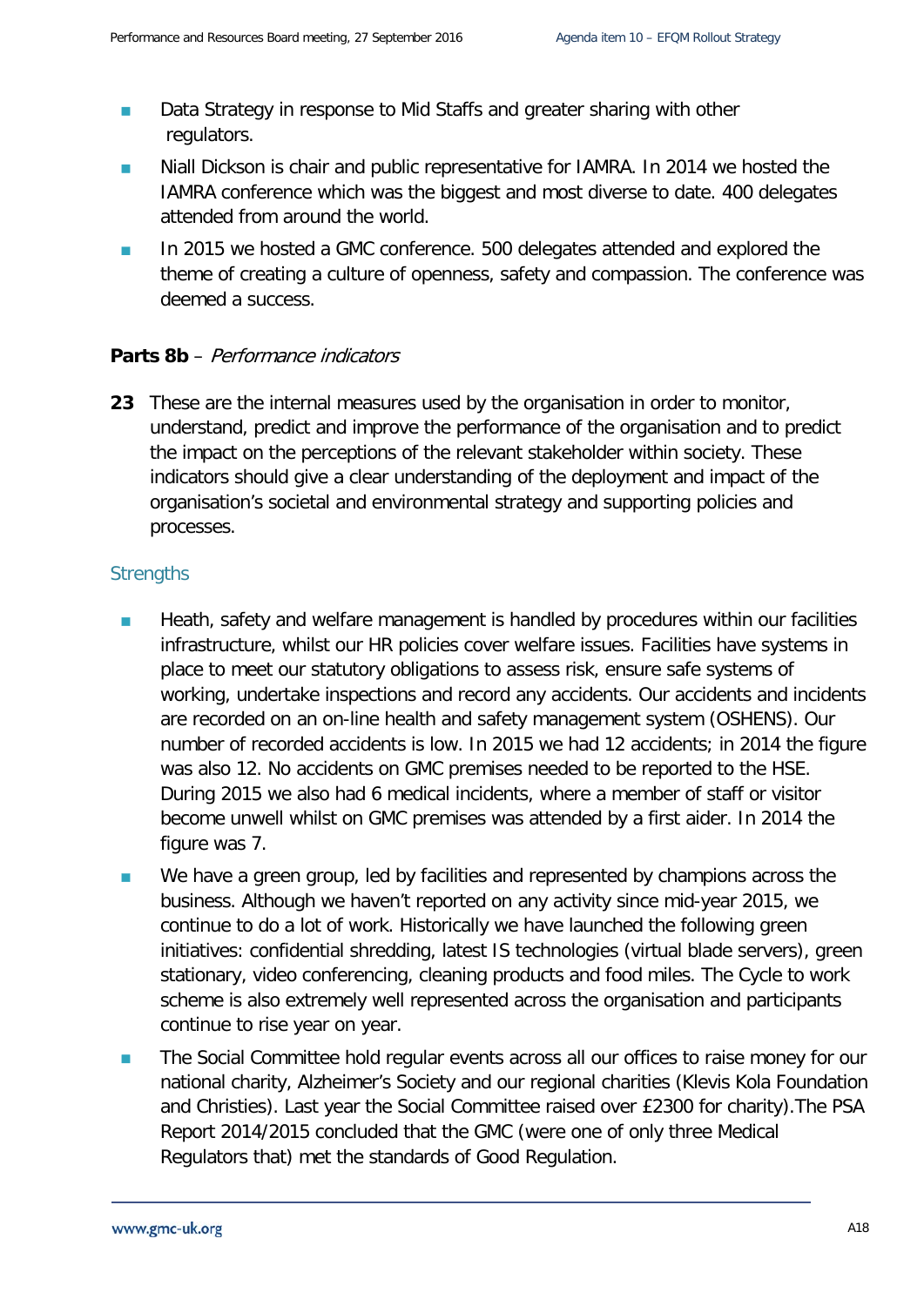- Data Strategy in response to Mid Staffs and greater sharing with other regulators.
- Niall Dickson is chair and public representative for IAMRA. In 2014 we hosted the IAMRA conference which was the biggest and most diverse to date. 400 delegates attended from around the world.
- In 2015 we hosted a GMC conference. 500 delegates attended and explored the theme of creating a culture of openness, safety and compassion. The conference was deemed a success.

**Parts 8b** – *Performance indicators*

**23** These are the internal measures used by the organisation in order to monitor, understand, predict and improve the performance of the organisation and to predict the impact on the perceptions of the relevant stakeholder within society. These indicators should give a clear understanding of the deployment and impact of the organisation's societal and environmental strategy and supporting policies and processes.

### Strengths

- Heath, safety and welfare management is handled by procedures within our facilities infrastructure, whilst our HR policies cover welfare issues. Facilities have systems in place to meet our statutory obligations to assess risk, ensure safe systems of working, undertake inspections and record any accidents. Our accidents and incidents are recorded on an on-line health and safety management system (OSHENS). Our number of recorded accidents is low. In 2015 we had 12 accidents; in 2014 the figure was also 12. No accidents on GMC premises needed to be reported to the HSE. During 2015 we also had 6 medical incidents, where a member of staff or visitor become unwell whilst on GMC premises was attended by a first aider. In 2014 the figure was 7.
- We have a green group, led by facilities and represented by champions across the business. Although we haven't reported on any activity since mid-year 2015, we continue to do a lot of work. Historically we have launched the following green initiatives: confidential shredding, latest IS technologies (virtual blade servers), green stationary, video conferencing, cleaning products and food miles. The Cycle to work scheme is also extremely well represented across the organisation and participants continue to rise year on year.
- The Social Committee hold regular events across all our offices to raise money for our national charity, Alzheimer's Society and our regional charities (Klevis Kola Foundation and Christies). Last year the Social Committee raised over £2300 for charity).The PSA Report 2014/2015 concluded that the GMC (were one of only three Medical Regulators that) met the standards of Good Regulation.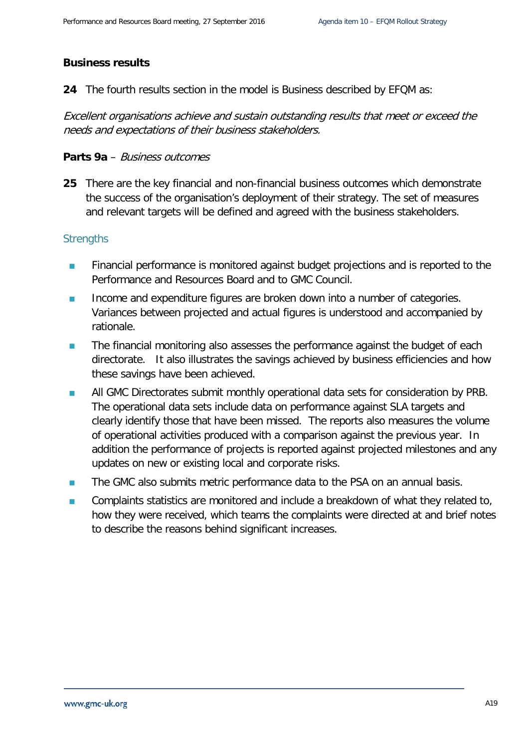### Business results

**24** The fourth results section in the model is Business described by EFQM as:

*Excellent organisations achieve and sustain outstanding results that meet or exceed the needs and expectations of their business stakeholders.*

**Parts 9a** – *Business outcomes*

**25** There are the key financial and non-financial business outcomes which demonstrate the success of the organisation's deployment of their strategy. The set of measures and relevant targets will be defined and agreed with the business stakeholders.

#### Strengths

- Financial performance is monitored against budget projections and is reported to the Performance and Resources Board and to GMC Council.
- Income and expenditure figures are broken down into a number of categories. Variances between projected and actual figures is understood and accompanied by rationale.
- The financial monitoring also assesses the performance against the budget of each directorate. It also illustrates the savings achieved by business efficiencies and how these savings have been achieved.
- All GMC Directorates submit monthly operational data sets for consideration by PRB. The operational data sets include data on performance against SLA targets and clearly identify those that have been missed. The reports also measures the volume of operational activities produced with a comparison against the previous year. In addition the performance of projects is reported against projected milestones and any updates on new or existing local and corporate risks.
- The GMC also submits metric performance data to the PSA on an annual basis.
- Complaints statistics are monitored and include a breakdown of what they related to, how they were received, which teams the complaints were directed at and brief notes to describe the reasons behind significant increases.